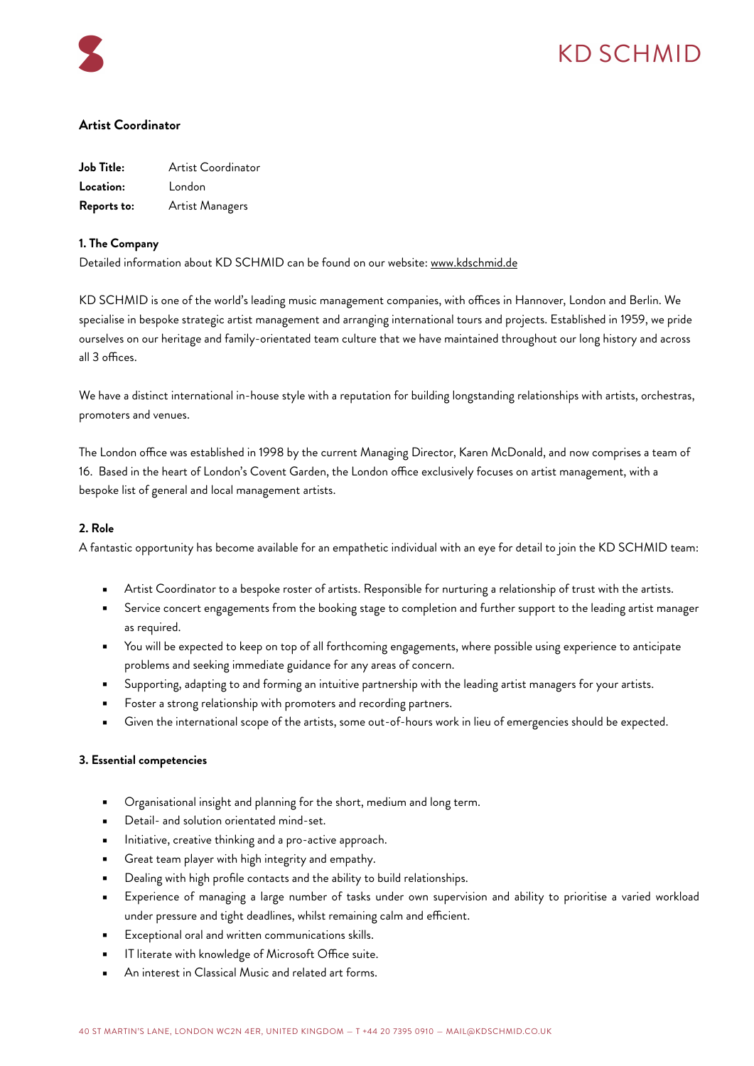KD SCHMID

## Artist Coordinator

| | |
|---|---|
| **Job Title:** | Artist Coordinator |
| **Location:** | London |
| **Reports to:** | Artist Managers |

### 1. The Company

Detailed information about KD SCHMID can be found on our website: www.kdschmid.de

KD SCHMID is one of the world's leading music management companies, with offices in Hannover, London and Berlin. We specialise in bespoke strategic artist management and arranging international tours and projects. Established in 1959, we pride ourselves on our heritage and family-orientated team culture that we have maintained throughout our long history and across all 3 offices.

We have a distinct international in-house style with a reputation for building longstanding relationships with artists, orchestras, promoters and venues.

The London office was established in 1998 by the current Managing Director, Karen McDonald, and now comprises a team of 16. Based in the heart of London's Covent Garden, the London office exclusively focuses on artist management, with a bespoke list of general and local management artists.

### 2. Role

A fantastic opportunity has become available for an empathetic individual with an eye for detail to join the KD SCHMID team:

- Artist Coordinator to a bespoke roster of artists. Responsible for nurturing a relationship of trust with the artists.
- Service concert engagements from the booking stage to completion and further support to the leading artist manager as required.
- You will be expected to keep on top of all forthcoming engagements, where possible using experience to anticipate problems and seeking immediate guidance for any areas of concern.
- Supporting, adapting to and forming an intuitive partnership with the leading artist managers for your artists.
- Foster a strong relationship with promoters and recording partners.
- Given the international scope of the artists, some out-of-hours work in lieu of emergencies should be expected.

### 3. Essential competencies

- Organisational insight and planning for the short, medium and long term.
- Detail- and solution orientated mind-set.
- Initiative, creative thinking and a pro-active approach.
- Great team player with high integrity and empathy.
- Dealing with high profile contacts and the ability to build relationships.
- Experience of managing a large number of tasks under own supervision and ability to prioritise a varied workload under pressure and tight deadlines, whilst remaining calm and efficient.
- Exceptional oral and written communications skills.
- IT literate with knowledge of Microsoft Office suite.
- An interest in Classical Music and related art forms.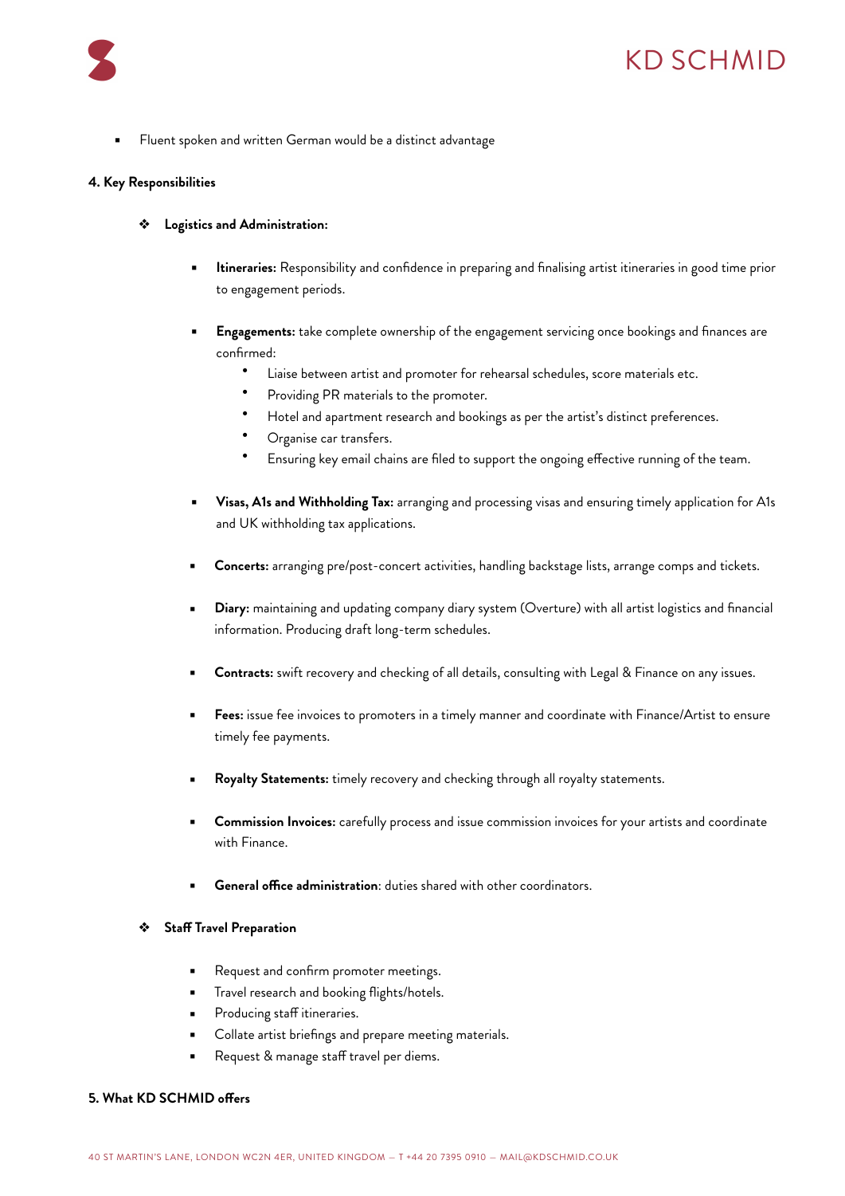- Fluent spoken and written German would be a distinct advantage

**4. Key Responsibilities**

- **Logistics and Administration:**

  - **Itineraries:** Responsibility and confidence in preparing and finalising artist itineraries in good time prior to engagement periods.

  - **Engagements:** take complete ownership of the engagement servicing once bookings and finances are confirmed:
    - Liaise between artist and promoter for rehearsal schedules, score materials etc.
    - Providing PR materials to the promoter.
    - Hotel and apartment research and bookings as per the artist's distinct preferences.
    - Organise car transfers.
    - Ensuring key email chains are filed to support the ongoing effective running of the team.

  - **Visas, A1s and Withholding Tax:** arranging and processing visas and ensuring timely application for A1s and UK withholding tax applications.

  - **Concerts:** arranging pre/post-concert activities, handling backstage lists, arrange comps and tickets.

  - **Diary:** maintaining and updating company diary system (Overture) with all artist logistics and financial information. Producing draft long-term schedules.

  - **Contracts:** swift recovery and checking of all details, consulting with Legal & Finance on any issues.

  - **Fees:** issue fee invoices to promoters in a timely manner and coordinate with Finance/Artist to ensure timely fee payments.

  - **Royalty Statements:** timely recovery and checking through all royalty statements.

  - **Commission Invoices:** carefully process and issue commission invoices for your artists and coordinate with Finance.

  - **General office administration**: duties shared with other coordinators.

- **Staff Travel Preparation**

  - Request and confirm promoter meetings.
  - Travel research and booking flights/hotels.
  - Producing staff itineraries.
  - Collate artist briefings and prepare meeting materials.
  - Request & manage staff travel per diems.

**5. What KD SCHMID offers**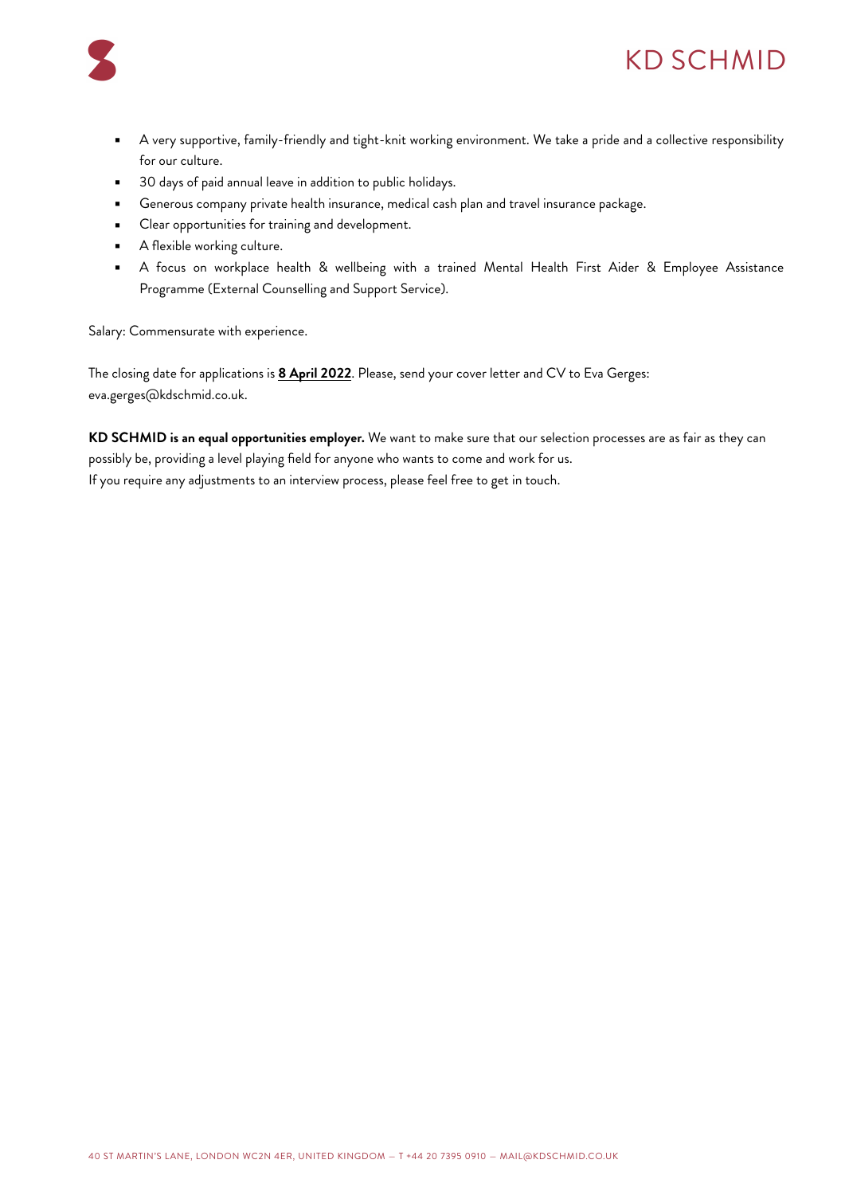- A very supportive, family-friendly and tight-knit working environment. We take a pride and a collective responsibility for our culture.
- 30 days of paid annual leave in addition to public holidays.
- Generous company private health insurance, medical cash plan and travel insurance package.
- Clear opportunities for training and development.
- A flexible working culture.
- A focus on workplace health & wellbeing with a trained Mental Health First Aider & Employee Assistance Programme (External Counselling and Support Service).

Salary: Commensurate with experience.

The closing date for applications is **8 April 2022**. Please, send your cover letter and CV to Eva Gerges: eva.gerges@kdschmid.co.uk.

**KD SCHMID is an equal opportunities employer.** We want to make sure that our selection processes are as fair as they can possibly be, providing a level playing field for anyone who wants to come and work for us.
If you require any adjustments to an interview process, please feel free to get in touch.